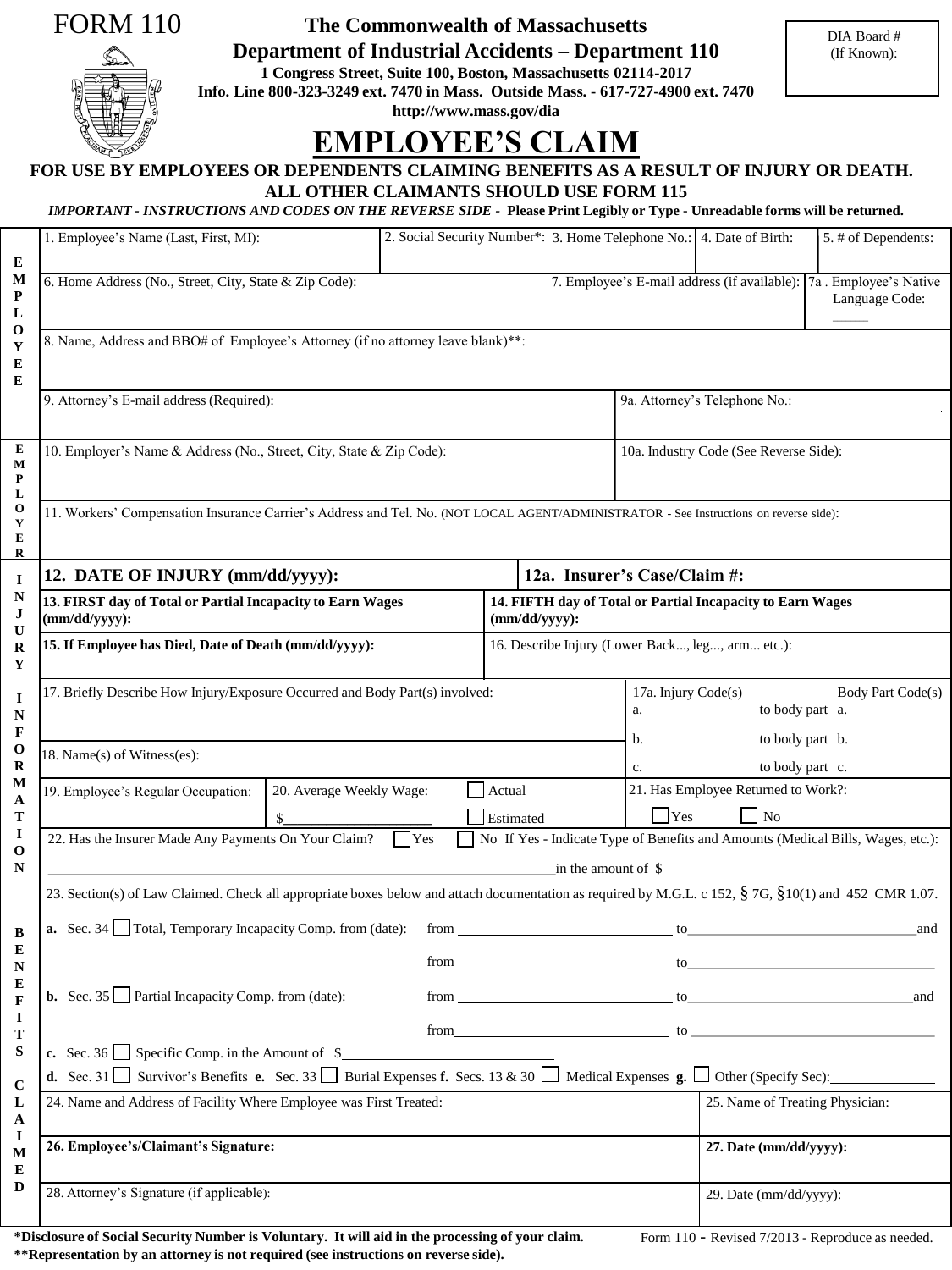FORM 110

**The Commonwealth of Massachusetts**
**Department of Industrial Accidents – Department 110**
**1 Congress Street, Suite 100, Boston, Massachusetts 02114-2017**
**Info. Line 800-323-3249 ext. 7470 in Mass. Outside Mass. - 617-727-4900 ext. 7470**
**http://www.mass.gov/dia**

DIA Board # (If Known):

# EMPLOYEE'S CLAIM

**FOR USE BY EMPLOYEES OR DEPENDENTS CLAIMING BENEFITS AS A RESULT OF INJURY OR DEATH. ALL OTHER CLAIMANTS SHOULD USE FORM 115**

***IMPORTANT - INSTRUCTIONS AND CODES ON THE REVERSE SIDE -* Please Print Legibly or Type - Unreadable forms will be returned.**

## EMPLOYEE

1. Employee's Name (Last, First, MI):
2. Social Security Number*:
3. Home Telephone No.:
4. Date of Birth:
5. # of Dependents:
6. Home Address (No., Street, City, State & Zip Code):
7. Employee's E-mail address (if available):

7a. Employee's Native Language Code: _____

8. Name, Address and BBO# of Employee's Attorney (if no attorney leave blank)**:
9. Attorney's E-mail address (Required):

9a. Attorney's Telephone No.:

## EMPLOYER

10. Employer's Name & Address (No., Street, City, State & Zip Code):

10a. Industry Code (See Reverse Side):

11. Workers' Compensation Insurance Carrier's Address and Tel. No. (NOT LOCAL AGENT/ADMINISTRATOR - See Instructions on reverse side):

## INJURY INFORMATION

**12. DATE OF INJURY (mm/dd/yyyy):**

**12a. Insurer's Case/Claim #:**

**13. FIRST day of Total or Partial Incapacity to Earn Wages (mm/dd/yyyy):**

**14. FIFTH day of Total or Partial Incapacity to Earn Wages (mm/dd/yyyy):**

**15. If Employee has Died, Date of Death (mm/dd/yyyy):**

16. Describe Injury (Lower Back..., leg..., arm... etc.):
17. Briefly Describe How Injury/Exposure Occurred and Body Part(s) involved:

17a. Injury Code(s) / Body Part Code(s)

| Injury Code(s) | | Body Part Code(s) |
|---|---|---|
| a. | to body part | a. |
| b. | to body part | b. |
| c. | to body part | c. |

18. Name(s) of Witness(es):
19. Employee's Regular Occupation:
20. Average Weekly Wage: $____________ ☐ Actual ☐ Estimated
21. Has Employee Returned to Work?: ☐ Yes ☐ No
22. Has the Insurer Made Any Payments On Your Claim? ☐ Yes ☐ No If Yes - Indicate Type of Benefits and Amounts (Medical Bills, Wages, etc.):

______________________________ in the amount of $____________

## BENEFITS CLAIMED

23. Section(s) of Law Claimed. Check all appropriate boxes below and attach documentation as required by M.G.L. c 152, § 7G, §10(1) and 452 CMR 1.07.

**a.** Sec. 34 ☐ Total, Temporary Incapacity Comp. from (date): from ____________ to ____________ and from ____________ to ____________

**b.** Sec. 35 ☐ Partial Incapacity Comp. from (date): from ____________ to ____________ and from ____________ to ____________

**c.** Sec. 36 ☐ Specific Comp. in the Amount of $____________

**d.** Sec. 31 ☐ Survivor's Benefits **e.** Sec. 33 ☐ Burial Expenses **f.** Secs. 13 & 30 ☐ Medical Expenses **g.** ☐ Other (Specify Sec): ____________

24. Name and Address of Facility Where Employee was First Treated:
25. Name of Treating Physician:
26. **Employee's/Claimant's Signature:**
27. **Date (mm/dd/yyyy):**
28. Attorney's Signature (if applicable):
29. Date (mm/dd/yyyy):

**\*Disclosure of Social Security Number is Voluntary. It will aid in the processing of your claim.**
**\*\*Representation by an attorney is not required (see instructions on reverse side).**

Form 110 - Revised 7/2013 - Reproduce as needed.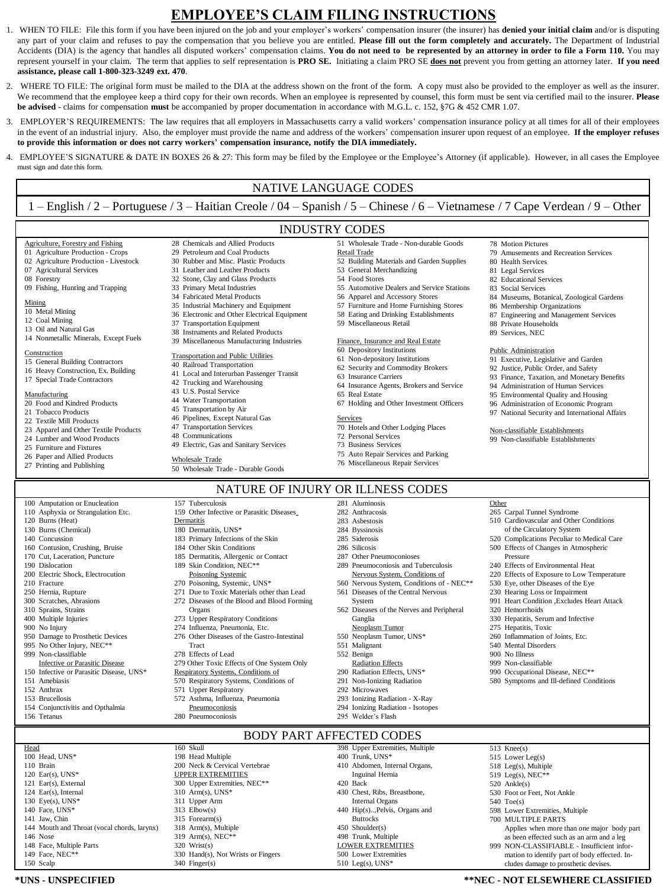# EMPLOYEE'S CLAIM FILING INSTRUCTIONS

1. WHEN TO FILE: File this form if you have been injured on the job and your employer's workers' compensation insurer (the insurer) has **denied your initial claim** and/or is disputing any part of your claim and refuses to pay the compensation that you believe you are entitled. **Please fill out the form completely and accurately.** The Department of Industrial Accidents (DIA) is the agency that handles all disputed workers' compensation claims. **You do not need to be represented by an attorney in order to file a Form 110.** You may represent yourself in your claim. The term that applies to self representation is **PRO SE.** Initiating a claim PRO SE **does not** prevent you from getting an attorney later. **If you need assistance, please call 1-800-323-3249 ext. 470**.

2. WHERE TO FILE: The original form must be mailed to the DIA at the address shown on the front of the form. A copy must also be provided to the employer as well as the insurer. We recommend that the employee keep a third copy for their own records. When an employee is represented by counsel, this form must be sent via certified mail to the insurer. **Please be advised** - claims for compensation **must** be accompanied by proper documentation in accordance with M.G.L. c. 152, §7G & 452 CMR 1.07.

3. EMPLOYER'S REQUIREMENTS: The law requires that all employers in Massachusetts carry a valid workers' compensation insurance policy at all times for all of their employees in the event of an industrial injury. Also, the employer must provide the name and address of the workers' compensation insurer upon request of an employee. **If the employer refuses to provide this information or does not carry workers' compensation insurance, notify the DIA immediately.**

4. EMPLOYEE'S SIGNATURE & DATE IN BOXES 26 & 27: This form may be filed by the Employee or the Employee's Attorney (if applicable). However, in all cases the Employee must sign and date this form.

## NATIVE LANGUAGE CODES

1 – English / 2 – Portuguese / 3 – Haitian Creole / 04 – Spanish / 5 – Chinese / 6 – Vietnamese / 7 Cape Verdean / 9 – Other

## INDUSTRY CODES

Agriculture, Forestry and Fishing
01 Agriculture Production - Crops
02 Agriculture Production - Livestock
07 Agricultural Services
08 Forestry
09 Fishing, Hunting and Trapping

Mining
10 Metal Mining
12 Coal Mining
13 Oil and Natural Gas
14 Nonmetallic Minerals, Except Fuels

Construction
15 General Building Contractors
16 Heavy Construction, Ex. Building
17 Special Trade Contractors

Manufacturing
20 Food and Kindred Products
21 Tobacco Products
22 Textile Mill Products
23 Apparel and Other Textile Products
24 Lumber and Wood Products
25 Furniture and Fixtures
26 Paper and Allied Products
27 Printing and Publishing
28 Chemicals and Allied Products
29 Petroleum and Coal Products
30 Rubber and Misc. Plastic Products
31 Leather and Leather Products
32 Stone, Clay and Glass Products
33 Primary Metal Industries
34 Fabricated Metal Products
35 Industrial Machinery and Equipment
36 Electronic and Other Electrical Equipment
37 Transportation Equipment
38 Instruments and Related Products
39 Miscellaneous Manufacturing Industries

Transportation and Public Utilities
40 Railroad Transportation
41 Local and Interurban Passenger Transit
42 Trucking and Warehousing
43 U.S. Postal Service
44 Water Transportation
45 Transportation by Air
46 Pipelines, Except Natural Gas
47 Transportation Services
48 Communications
49 Electric, Gas and Sanitary Services

Wholesale Trade
50 Wholesale Trade - Durable Goods
51 Wholesale Trade - Non-durable Goods

Retail Trade
52 Building Materials and Garden Supplies
53 General Merchandizing
54 Food Stores
55 Automotive Dealers and Service Stations
56 Apparel and Accessory Stores
57 Furniture and Home Furnishing Stores
58 Eating and Drinking Establishments
59 Miscellaneous Retail

Finance, Insurance and Real Estate
60 Depository Institutions
61 Non-depository Institutions
62 Security and Commodity Brokers
63 Insurance Carriers
64 Insurance Agents, Brokers and Service
65 Real Estate
67 Holding and Other Investment Officers

Services
70 Hotels and Other Lodging Places
72 Personal Services
73 Business Services
75 Auto Repair Services and Parking
76 Miscellaneous Repair Services
78 Motion Pictures
79 Amusements and Recreation Services
80 Health Services
81 Legal Services
82 Educational Services
83 Social Services
84 Museums, Botanical, Zoological Gardens
86 Membership Organizations
87 Engineering and Management Services
88 Private Households
89 Services, NEC

Public Administration
91 Executive, Legislative and Garden
92 Justice, Public Order, and Safety
93 Finance, Taxation, and Monetary Benefits
94 Administration of Human Services
95 Environmental Quality and Housing
96 Administration of Economic Program
97 National Security and International Affairs

Non-classifiable Establishments
99 Non-classifiable Establishments

## NATURE OF INJURY OR ILLNESS CODES

100 Amputation or Enucleation
110 Asphyxia or Strangulation Etc.
120 Burns (Heat)
130 Burns (Chemical)
140 Concussion
160 Contusion, Crushing, Bruise
170 Cut, Laceration, Puncture
190 Dislocation
200 Electric Shock, Electrocution
210 Fracture
250 Hernia, Rupture
300 Scratches, Abrasions
310 Sprains, Strains
400 Multiple Injuries
900 No Injury
950 Damage to Prosthetic Devices
995 No Other Injury, NEC**
999 Non-classifiable

Infective or Parasitic Disease
150 Infective or Parasitic Disease, UNS*
151 Amebiasis
152 Anthrax
153 Brucellosis
154 Conjunctivitis and Opthalmia
156 Tetanus
157 Tuberculosis
159 Other Infective or Parasitic Diseases

Dermatitis
180 Dermatitis, UNS*
183 Primary Infections of the Skin
184 Other Skin Conditions
185 Dermatitis, Allergenic or Contact
189 Skin Condition, NEC**

Poisoning Systemic
270 Poisoning, Systemic, UNS*
271 Due to Toxic Materials other than Lead
272 Diseases of the Blood and Blood Forming Organs
273 Upper Respiratory Conditions
274 Influenza, Pneumonia, Etc.
276 Other Diseases of the Gastro-Intestinal Tract
278 Effects of Lead
279 Other Toxic Effects of One System Only

Respiratory Systems, Conditions of
570 Respiratory Systems, Conditions of
571 Upper Respiratory
572 Asthma, Influenza, Pneumonia

Pneumoconiosis
280 Pneumoconiosis
281 Aluminosis
282 Anthracosis
283 Asbestosis
284 Byssinosis
285 Siderosis
286 Silicosis
287 Other Pneumoconioses
289 Pneumoconiosis and Tuberculosis

Nervous System, Conditions of
560 Nervous System, Conditions of - NEC**
561 Diseases of the Central Nervous System
562 Diseases of the Nerves and Peripheral Ganglia

Neoplasm Tumor
550 Neoplasm Tumor, UNS*
551 Malignant
552 Benign

Radiation Effects
290 Radiation Effects, UNS*
291 Non-Ionizing Radiation
292 Microwaves
293 Ionizing Radiation - X-Ray
294 Ionizing Radiation - Isotopes
295 Welder's Flash

Other
265 Carpal Tunnel Syndrome
510 Cardiovascular and Other Conditions of the Circulatory System
520 Complications Peculiar to Medical Care
500 Effects of Changes in Atmospheric Pressure
240 Effects of Environmental Heat
220 Effects of Exposure to Low Temperature
530 Eye, other Diseases of the Eye
230 Hearing Loss or Impairment
991 Heart Condition ,Excludes Heart Attack
320 Hemorrhoids
330 Hepatitis, Serum and Infective
275 Hepatitis, Toxic
260 Inflammation of Joints, Etc.
540 Mental Disorders
900 No Illness
999 Non-classifiable
990 Occupational Disease, NEC**
580 Symptoms and Ill-defined Conditions

## BODY PART AFFECTED CODES

Head
100 Head, UNS*
110 Brain
120 Ear(s), UNS*
121 Ear(s), External
124 Ear(s), Internal
130 Eye(s), UNS*
140 Face, UNS*
141 Jaw, Chin
144 Mouth and Throat (vocal chords, larynx)
146 Nose
148 Face, Multiple Parts
149 Face, NEC**
150 Scalp
160 Skull
198 Head Multiple
200 Neck & Cervical Vertebrae

UPPER EXTREMITIES
300 Upper Extremities, NEC**
310 Arm(s), UNS*
311 Upper Arm
313 Elbow(s)
315 Forearm(s)
318 Arm(s), Multiple
319 Arm(s), NEC**
320 Wrist(s)
330 Hand(s), Not Wrists or Fingers
340 Finger(s)
398 Upper Extremities, Multiple
400 Trunk, UNS*
410 Abdomen, Internal Organs, Inguinal Hernia
420 Back
430 Chest, Ribs, Breastbone, Internal Organs
440 Hip(s)..,Pelvis, Organs and Buttocks
450 Shoulder(s)
498 Trunk, Multiple

LOWER EXTREMITIES
500 Lower Extremities
510 Leg(s), UNS*
513 Knee(s)
515 Lower Leg(s)
518 Leg(s), Multiple
519 Leg(s), NEC**
520 Ankle(s)
530 Foot or Feet, Not Ankle
540 Toe(s)
598 Lower Extremities, Multiple
700 MULTIPLE PARTS
Applies when more than one major body part as been effected such as an arm and a leg
999 NON-CLASSIFIABLE - Insufficient information to identify part of body effected. Includes damage to prosthetic devises.

**\*UNS - UNSPECIFIED** **\*\*NEC - NOT ELSEWHERE CLASSIFIED**